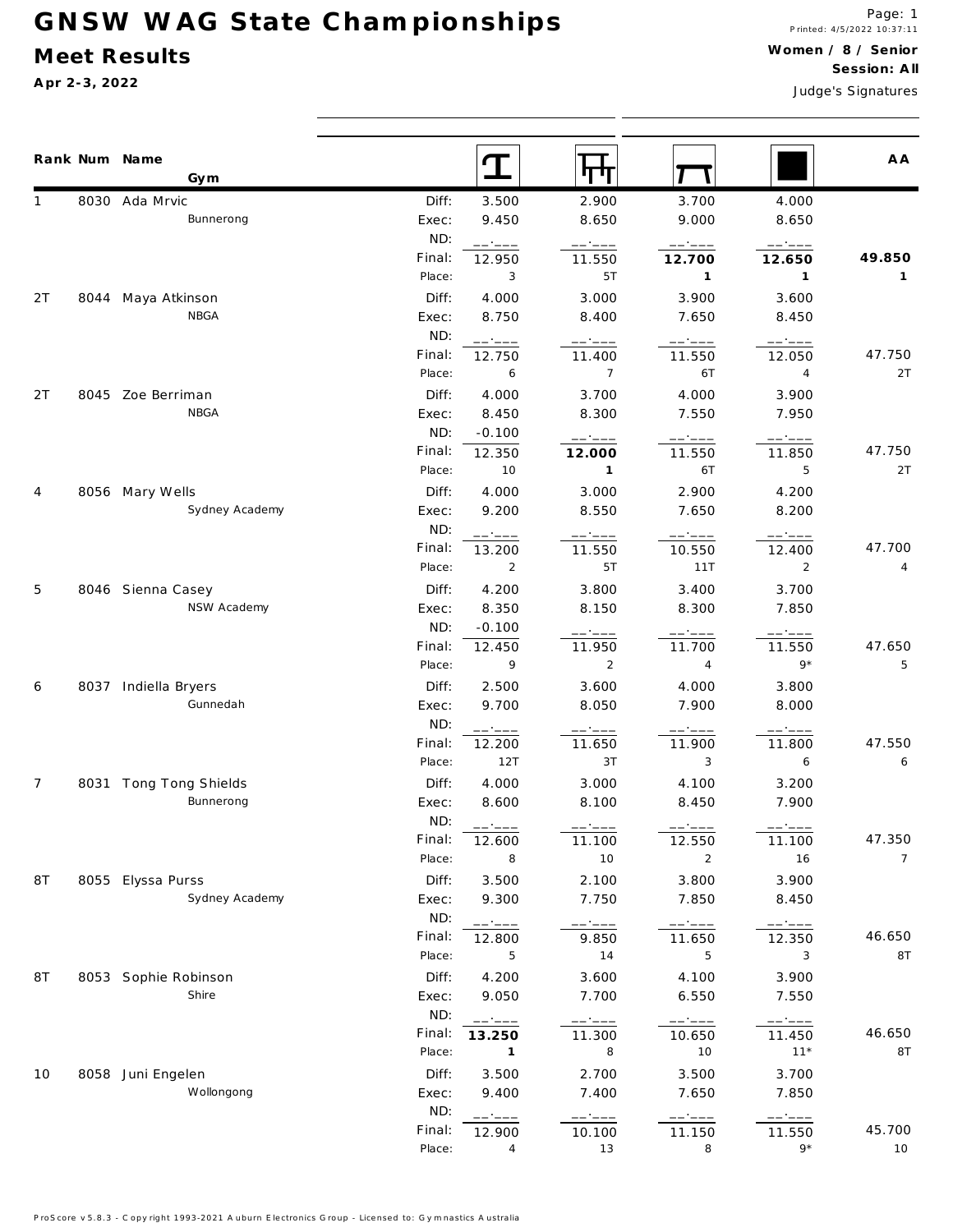# GNSW WAG State Championships

## Meet Results

**Apr 2-3, 2022**

Printed: 4/5/2022 10:37:11

**Women / 8 / Senior**

**Session: All**

Judge's Signatures

| Rank | Num | Name / Gym | | Vault | Bars | Beam | Floor | AA |
|---|---|---|---|---|---|---|---|---|
| 1 | 8030 | Ada Mrvic | Diff: | 3.500 | 2.900 | 3.700 | 4.000 | |
| | | Bunnerong | Exec: | 9.450 | 8.650 | 9.000 | 8.650 | |
| | | | ND: | __.___ | __.___ | __.___ | __.___ | |
| | | | Final: | 12.950 | 11.550 | **12.700** | **12.650** | **49.850** |
| | | | Place: | 3 | 5T | **1** | **1** | **1** |
| 2T | 8044 | Maya Atkinson | Diff: | 4.000 | 3.000 | 3.900 | 3.600 | |
| | | NBGA | Exec: | 8.750 | 8.400 | 7.650 | 8.450 | |
| | | | ND: | __.___ | __.___ | __.___ | __.___ | |
| | | | Final: | 12.750 | 11.400 | 11.550 | 12.050 | 47.750 |
| | | | Place: | 6 | 7 | 6T | 4 | 2T |
| 2T | 8045 | Zoe Berriman | Diff: | 4.000 | 3.700 | 4.000 | 3.900 | |
| | | NBGA | Exec: | 8.450 | 8.300 | 7.550 | 7.950 | |
| | | | ND: | -0.100 | __.___ | __.___ | __.___ | |
| | | | Final: | 12.350 | **12.000** | 11.550 | 11.850 | 47.750 |
| | | | Place: | 10 | **1** | 6T | 5 | 2T |
| 4 | 8056 | Mary Wells | Diff: | 4.000 | 3.000 | 2.900 | 4.200 | |
| | | Sydney Academy | Exec: | 9.200 | 8.550 | 7.650 | 8.200 | |
| | | | ND: | __.___ | __.___ | __.___ | __.___ | |
| | | | Final: | 13.200 | 11.550 | 10.550 | 12.400 | 47.700 |
| | | | Place: | 2 | 5T | 11T | 2 | 4 |
| 5 | 8046 | Sienna Casey | Diff: | 4.200 | 3.800 | 3.400 | 3.700 | |
| | | NSW Academy | Exec: | 8.350 | 8.150 | 8.300 | 7.850 | |
| | | | ND: | -0.100 | __.___ | __.___ | __.___ | |
| | | | Final: | 12.450 | 11.950 | 11.700 | 11.550 | 47.650 |
| | | | Place: | 9 | 2 | 4 | 9* | 5 |
| 6 | 8037 | Indiella Bryers | Diff: | 2.500 | 3.600 | 4.000 | 3.800 | |
| | | Gunnedah | Exec: | 9.700 | 8.050 | 7.900 | 8.000 | |
| | | | ND: | __.___ | __.___ | __.___ | __.___ | |
| | | | Final: | 12.200 | 11.650 | 11.900 | 11.800 | 47.550 |
| | | | Place: | 12T | 3T | 3 | 6 | 6 |
| 7 | 8031 | Tong Tong Shields | Diff: | 4.000 | 3.000 | 4.100 | 3.200 | |
| | | Bunnerong | Exec: | 8.600 | 8.100 | 8.450 | 7.900 | |
| | | | ND: | __.___ | __.___ | __.___ | __.___ | |
| | | | Final: | 12.600 | 11.100 | 12.550 | 11.100 | 47.350 |
| | | | Place: | 8 | 10 | 2 | 16 | 7 |
| 8T | 8055 | Elyssa Purss | Diff: | 3.500 | 2.100 | 3.800 | 3.900 | |
| | | Sydney Academy | Exec: | 9.300 | 7.750 | 7.850 | 8.450 | |
| | | | ND: | __.___ | __.___ | __.___ | __.___ | |
| | | | Final: | 12.800 | 9.850 | 11.650 | 12.350 | 46.650 |
| | | | Place: | 5 | 14 | 5 | 3 | 8T |
| 8T | 8053 | Sophie Robinson | Diff: | 4.200 | 3.600 | 4.100 | 3.900 | |
| | | Shire | Exec: | 9.050 | 7.700 | 6.550 | 7.550 | |
| | | | ND: | __.___ | __.___ | __.___ | __.___ | |
| | | | Final: | **13.250** | 11.300 | 10.650 | 11.450 | 46.650 |
| | | | Place: | **1** | 8 | 10 | 11* | 8T |
| 10 | 8058 | Juni Engelen | Diff: | 3.500 | 2.700 | 3.500 | 3.700 | |
| | | Wollongong | Exec: | 9.400 | 7.400 | 7.650 | 7.850 | |
| | | | ND: | __.___ | __.___ | __.___ | __.___ | |
| | | | Final: | 12.900 | 10.100 | 11.150 | 11.550 | 45.700 |
| | | | Place: | 4 | 13 | 8 | 9* | 10 |

ProScore v5.8.3 - Copyright 1993-2021 Auburn Electronics Group - Licensed to: Gymnastics Australia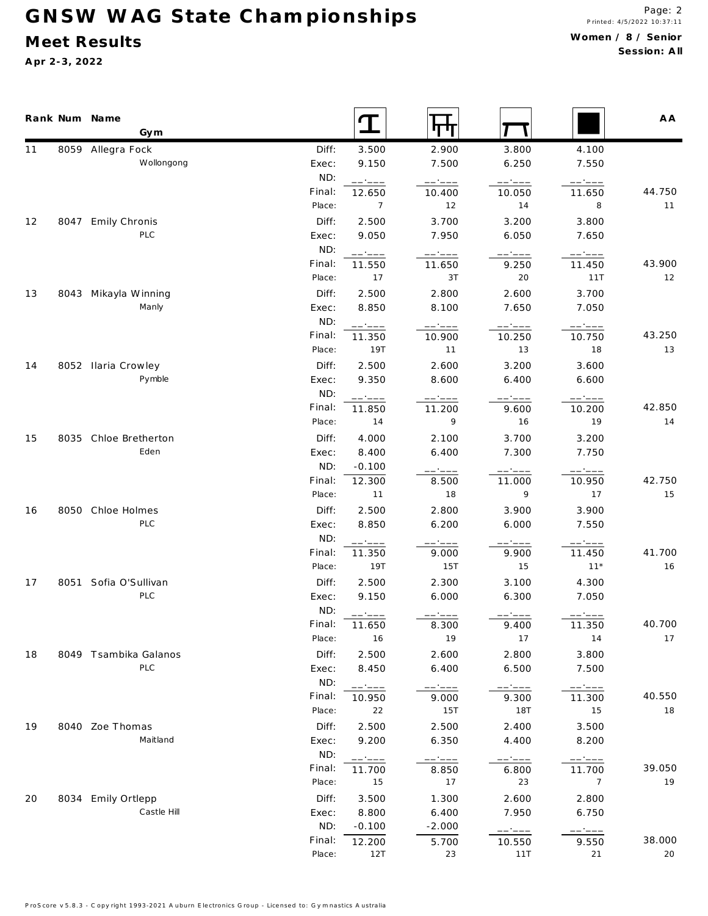# GNSW WAG State Championships

## Meet Results

**Apr 2-3, 2022**

**Women / 8 / Senior**
**Session: All**

| Rank | Num | Name / Gym | | Vault | Bars | Beam | Floor | AA |
|---|---|---|---|---|---|---|---|---|
| 11 | 8059 | Allegra Fock | Diff: | 3.500 | 2.900 | 3.800 | 4.100 | |
| | | Wollongong | Exec: | 9.150 | 7.500 | 6.250 | 7.550 | |
| | | | ND: | __.___ | __.___ | __.___ | __.___ | |
| | | | Final: | 12.650 | 10.400 | 10.050 | 11.650 | 44.750 |
| | | | Place: | 7 | 12 | 14 | 8 | 11 |
| 12 | 8047 | Emily Chronis | Diff: | 2.500 | 3.700 | 3.200 | 3.800 | |
| | | PLC | Exec: | 9.050 | 7.950 | 6.050 | 7.650 | |
| | | | ND: | __.___ | __.___ | __.___ | __.___ | |
| | | | Final: | 11.550 | 11.650 | 9.250 | 11.450 | 43.900 |
| | | | Place: | 17 | 3T | 20 | 11T | 12 |
| 13 | 8043 | Mikayla Winning | Diff: | 2.500 | 2.800 | 2.600 | 3.700 | |
| | | Manly | Exec: | 8.850 | 8.100 | 7.650 | 7.050 | |
| | | | ND: | __.___ | __.___ | __.___ | __.___ | |
| | | | Final: | 11.350 | 10.900 | 10.250 | 10.750 | 43.250 |
| | | | Place: | 19T | 11 | 13 | 18 | 13 |
| 14 | 8052 | Ilaria Crowley | Diff: | 2.500 | 2.600 | 3.200 | 3.600 | |
| | | Pymble | Exec: | 9.350 | 8.600 | 6.400 | 6.600 | |
| | | | ND: | __.___ | __.___ | __.___ | __.___ | |
| | | | Final: | 11.850 | 11.200 | 9.600 | 10.200 | 42.850 |
| | | | Place: | 14 | 9 | 16 | 19 | 14 |
| 15 | 8035 | Chloe Bretherton | Diff: | 4.000 | 2.100 | 3.700 | 3.200 | |
| | | Eden | Exec: | 8.400 | 6.400 | 7.300 | 7.750 | |
| | | | ND: | -0.100 | __.___ | __.___ | __.___ | |
| | | | Final: | 12.300 | 8.500 | 11.000 | 10.950 | 42.750 |
| | | | Place: | 11 | 18 | 9 | 17 | 15 |
| 16 | 8050 | Chloe Holmes | Diff: | 2.500 | 2.800 | 3.900 | 3.900 | |
| | | PLC | Exec: | 8.850 | 6.200 | 6.000 | 7.550 | |
| | | | ND: | __.___ | __.___ | __.___ | __.___ | |
| | | | Final: | 11.350 | 9.000 | 9.900 | 11.450 | 41.700 |
| | | | Place: | 19T | 15T | 15 | 11* | 16 |
| 17 | 8051 | Sofia O'Sullivan | Diff: | 2.500 | 2.300 | 3.100 | 4.300 | |
| | | PLC | Exec: | 9.150 | 6.000 | 6.300 | 7.050 | |
| | | | ND: | __.___ | __.___ | __.___ | __.___ | |
| | | | Final: | 11.650 | 8.300 | 9.400 | 11.350 | 40.700 |
| | | | Place: | 16 | 19 | 17 | 14 | 17 |
| 18 | 8049 | Tsambika Galanos | Diff: | 2.500 | 2.600 | 2.800 | 3.800 | |
| | | PLC | Exec: | 8.450 | 6.400 | 6.500 | 7.500 | |
| | | | ND: | __.___ | __.___ | __.___ | __.___ | |
| | | | Final: | 10.950 | 9.000 | 9.300 | 11.300 | 40.550 |
| | | | Place: | 22 | 15T | 18T | 15 | 18 |
| 19 | 8040 | Zoe Thomas | Diff: | 2.500 | 2.500 | 2.400 | 3.500 | |
| | | Maitland | Exec: | 9.200 | 6.350 | 4.400 | 8.200 | |
| | | | ND: | __.___ | __.___ | __.___ | __.___ | |
| | | | Final: | 11.700 | 8.850 | 6.800 | 11.700 | 39.050 |
| | | | Place: | 15 | 17 | 23 | 7 | 19 |
| 20 | 8034 | Emily Ortlepp | Diff: | 3.500 | 1.300 | 2.600 | 2.800 | |
| | | Castle Hill | Exec: | 8.800 | 6.400 | 7.950 | 6.750 | |
| | | | ND: | -0.100 | -2.000 | __.___ | __.___ | |
| | | | Final: | 12.200 | 5.700 | 10.550 | 9.550 | 38.000 |
| | | | Place: | 12T | 23 | 11T | 21 | 20 |

ProScore v5.8.3 - Copyright 1993-2021 Auburn Electronics Group - Licensed to: Gymnastics Australia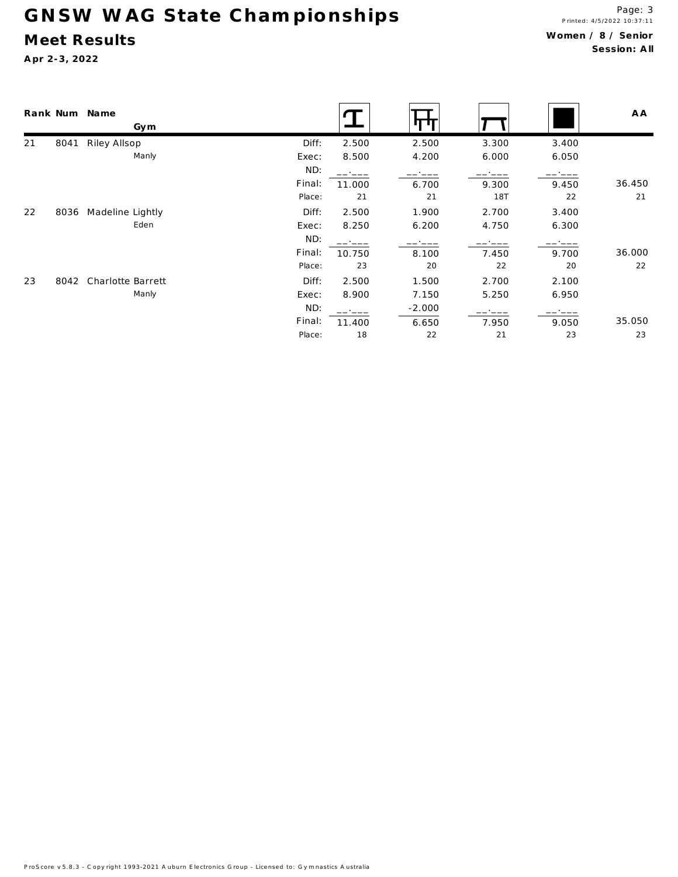# GNSW WAG State Championships

## Meet Results

**Apr 2-3, 2022**

**Women / 8 / Senior**
**Session: All**

| Rank | Num | Name / Gym | | Vault | Bars | Beam | Floor | AA |
|---|---|---|---|---|---|---|---|---|
| 21 | 8041 | Riley Allsop | Diff: | 2.500 | 2.500 | 3.300 | 3.400 | |
| | | Manly | Exec: | 8.500 | 4.200 | 6.000 | 6.050 | |
| | | | ND: | __.___ | __.___ | __.___ | __.___ | |
| | | | Final: | 11.000 | 6.700 | 9.300 | 9.450 | 36.450 |
| | | | Place: | 21 | 21 | 18T | 22 | 21 |
| 22 | 8036 | Madeline Lightly | Diff: | 2.500 | 1.900 | 2.700 | 3.400 | |
| | | Eden | Exec: | 8.250 | 6.200 | 4.750 | 6.300 | |
| | | | ND: | __.___ | __.___ | __.___ | __.___ | |
| | | | Final: | 10.750 | 8.100 | 7.450 | 9.700 | 36.000 |
| | | | Place: | 23 | 20 | 22 | 20 | 22 |
| 23 | 8042 | Charlotte Barrett | Diff: | 2.500 | 1.500 | 2.700 | 2.100 | |
| | | Manly | Exec: | 8.900 | 7.150 | 5.250 | 6.950 | |
| | | | ND: | __.___ | -2.000 | __.___ | __.___ | |
| | | | Final: | 11.400 | 6.650 | 7.950 | 9.050 | 35.050 |
| | | | Place: | 18 | 22 | 21 | 23 | 23 |

ProScore v5.8.3 - Copyright 1993-2021 Auburn Electronics Group - Licensed to: Gymnastics Australia